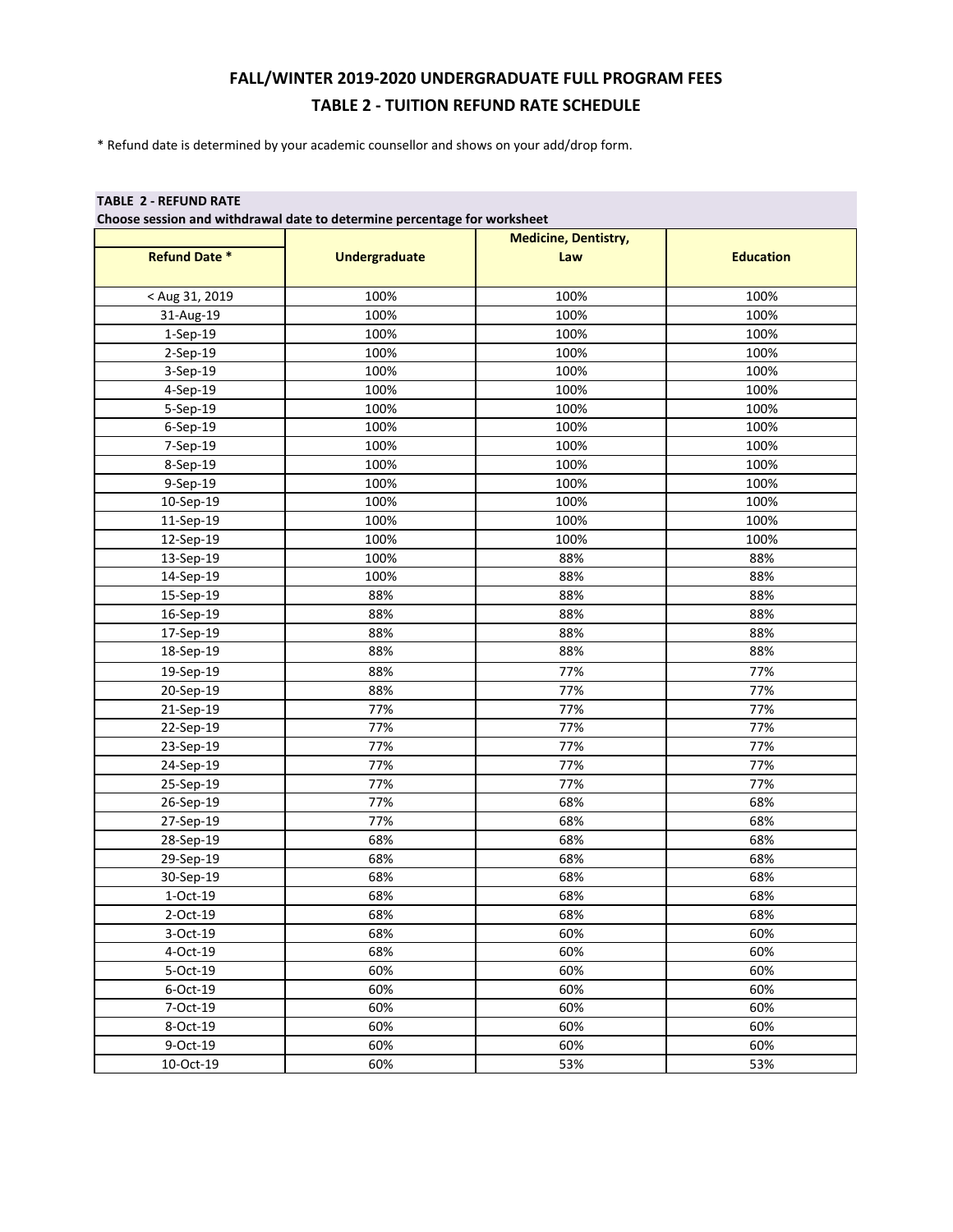# FALL/WINTER 2019-2020 UNDERGRADUATE FULL PROGRAM FEES

## TABLE 2 - TUITION REFUND RATE SCHEDULE

* Refund date is determined by your academic counsellor and shows on your add/drop form.

**TABLE 2 - REFUND RATE**

**Choose session and withdrawal date to determine percentage for worksheet**

| Refund Date * | Undergraduate | Medicine, Dentistry, Law | Education |
|---|---|---|---|
| < Aug 31, 2019 | 100% | 100% | 100% |
| 31-Aug-19 | 100% | 100% | 100% |
| 1-Sep-19 | 100% | 100% | 100% |
| 2-Sep-19 | 100% | 100% | 100% |
| 3-Sep-19 | 100% | 100% | 100% |
| 4-Sep-19 | 100% | 100% | 100% |
| 5-Sep-19 | 100% | 100% | 100% |
| 6-Sep-19 | 100% | 100% | 100% |
| 7-Sep-19 | 100% | 100% | 100% |
| 8-Sep-19 | 100% | 100% | 100% |
| 9-Sep-19 | 100% | 100% | 100% |
| 10-Sep-19 | 100% | 100% | 100% |
| 11-Sep-19 | 100% | 100% | 100% |
| 12-Sep-19 | 100% | 100% | 100% |
| 13-Sep-19 | 100% | 88% | 88% |
| 14-Sep-19 | 100% | 88% | 88% |
| 15-Sep-19 | 88% | 88% | 88% |
| 16-Sep-19 | 88% | 88% | 88% |
| 17-Sep-19 | 88% | 88% | 88% |
| 18-Sep-19 | 88% | 88% | 88% |
| 19-Sep-19 | 88% | 77% | 77% |
| 20-Sep-19 | 88% | 77% | 77% |
| 21-Sep-19 | 77% | 77% | 77% |
| 22-Sep-19 | 77% | 77% | 77% |
| 23-Sep-19 | 77% | 77% | 77% |
| 24-Sep-19 | 77% | 77% | 77% |
| 25-Sep-19 | 77% | 77% | 77% |
| 26-Sep-19 | 77% | 68% | 68% |
| 27-Sep-19 | 77% | 68% | 68% |
| 28-Sep-19 | 68% | 68% | 68% |
| 29-Sep-19 | 68% | 68% | 68% |
| 30-Sep-19 | 68% | 68% | 68% |
| 1-Oct-19 | 68% | 68% | 68% |
| 2-Oct-19 | 68% | 68% | 68% |
| 3-Oct-19 | 68% | 60% | 60% |
| 4-Oct-19 | 68% | 60% | 60% |
| 5-Oct-19 | 60% | 60% | 60% |
| 6-Oct-19 | 60% | 60% | 60% |
| 7-Oct-19 | 60% | 60% | 60% |
| 8-Oct-19 | 60% | 60% | 60% |
| 9-Oct-19 | 60% | 60% | 60% |
| 10-Oct-19 | 60% | 53% | 53% |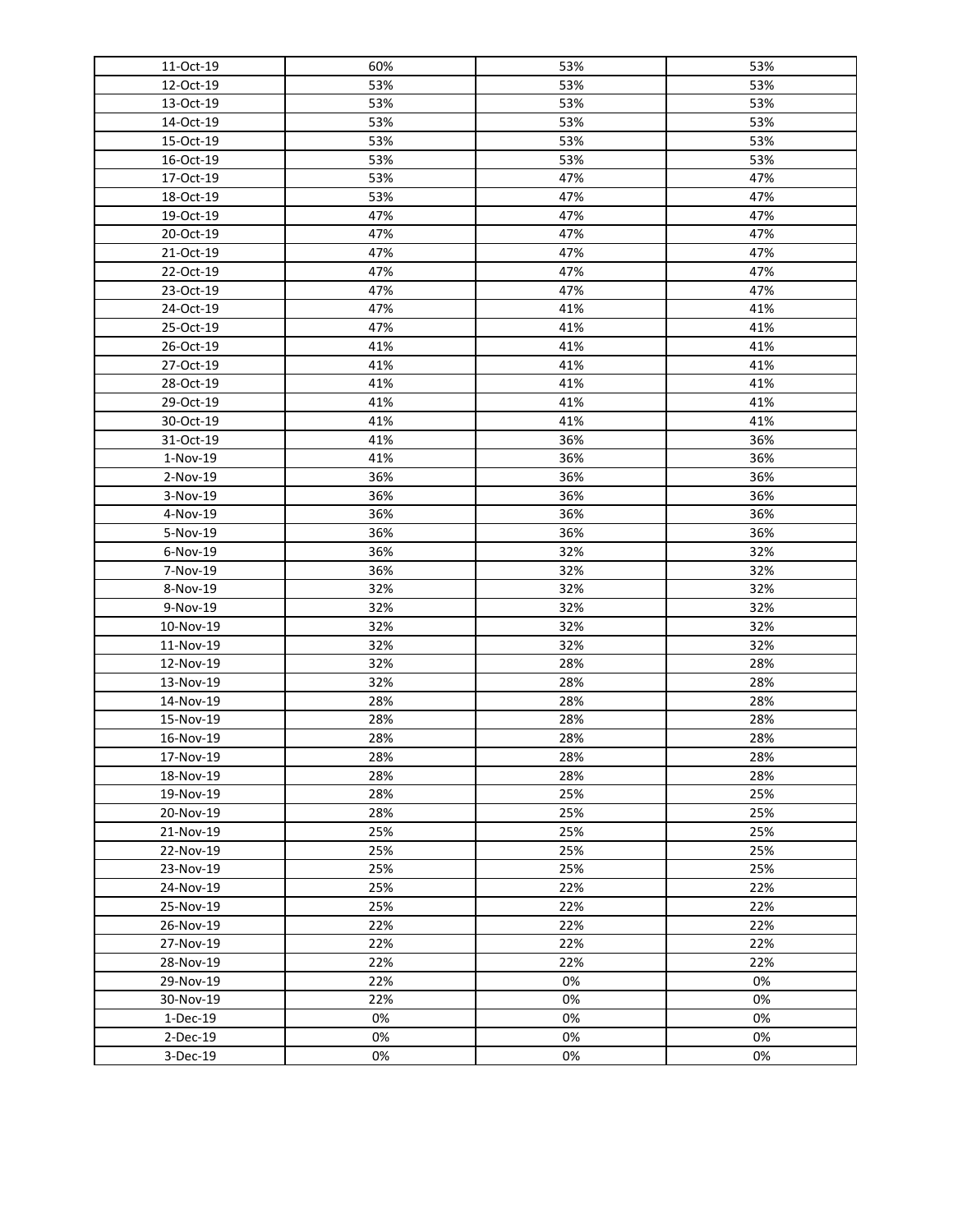| | | | |
|---|---|---|---|
| 11-Oct-19 | 60% | 53% | 53% |
| 12-Oct-19 | 53% | 53% | 53% |
| 13-Oct-19 | 53% | 53% | 53% |
| 14-Oct-19 | 53% | 53% | 53% |
| 15-Oct-19 | 53% | 53% | 53% |
| 16-Oct-19 | 53% | 53% | 53% |
| 17-Oct-19 | 53% | 47% | 47% |
| 18-Oct-19 | 53% | 47% | 47% |
| 19-Oct-19 | 47% | 47% | 47% |
| 20-Oct-19 | 47% | 47% | 47% |
| 21-Oct-19 | 47% | 47% | 47% |
| 22-Oct-19 | 47% | 47% | 47% |
| 23-Oct-19 | 47% | 47% | 47% |
| 24-Oct-19 | 47% | 41% | 41% |
| 25-Oct-19 | 47% | 41% | 41% |
| 26-Oct-19 | 41% | 41% | 41% |
| 27-Oct-19 | 41% | 41% | 41% |
| 28-Oct-19 | 41% | 41% | 41% |
| 29-Oct-19 | 41% | 41% | 41% |
| 30-Oct-19 | 41% | 41% | 41% |
| 31-Oct-19 | 41% | 36% | 36% |
| 1-Nov-19 | 41% | 36% | 36% |
| 2-Nov-19 | 36% | 36% | 36% |
| 3-Nov-19 | 36% | 36% | 36% |
| 4-Nov-19 | 36% | 36% | 36% |
| 5-Nov-19 | 36% | 36% | 36% |
| 6-Nov-19 | 36% | 32% | 32% |
| 7-Nov-19 | 36% | 32% | 32% |
| 8-Nov-19 | 32% | 32% | 32% |
| 9-Nov-19 | 32% | 32% | 32% |
| 10-Nov-19 | 32% | 32% | 32% |
| 11-Nov-19 | 32% | 32% | 32% |
| 12-Nov-19 | 32% | 28% | 28% |
| 13-Nov-19 | 32% | 28% | 28% |
| 14-Nov-19 | 28% | 28% | 28% |
| 15-Nov-19 | 28% | 28% | 28% |
| 16-Nov-19 | 28% | 28% | 28% |
| 17-Nov-19 | 28% | 28% | 28% |
| 18-Nov-19 | 28% | 28% | 28% |
| 19-Nov-19 | 28% | 25% | 25% |
| 20-Nov-19 | 28% | 25% | 25% |
| 21-Nov-19 | 25% | 25% | 25% |
| 22-Nov-19 | 25% | 25% | 25% |
| 23-Nov-19 | 25% | 25% | 25% |
| 24-Nov-19 | 25% | 22% | 22% |
| 25-Nov-19 | 25% | 22% | 22% |
| 26-Nov-19 | 22% | 22% | 22% |
| 27-Nov-19 | 22% | 22% | 22% |
| 28-Nov-19 | 22% | 22% | 22% |
| 29-Nov-19 | 22% | 0% | 0% |
| 30-Nov-19 | 22% | 0% | 0% |
| 1-Dec-19 | 0% | 0% | 0% |
| 2-Dec-19 | 0% | 0% | 0% |
| 3-Dec-19 | 0% | 0% | 0% |